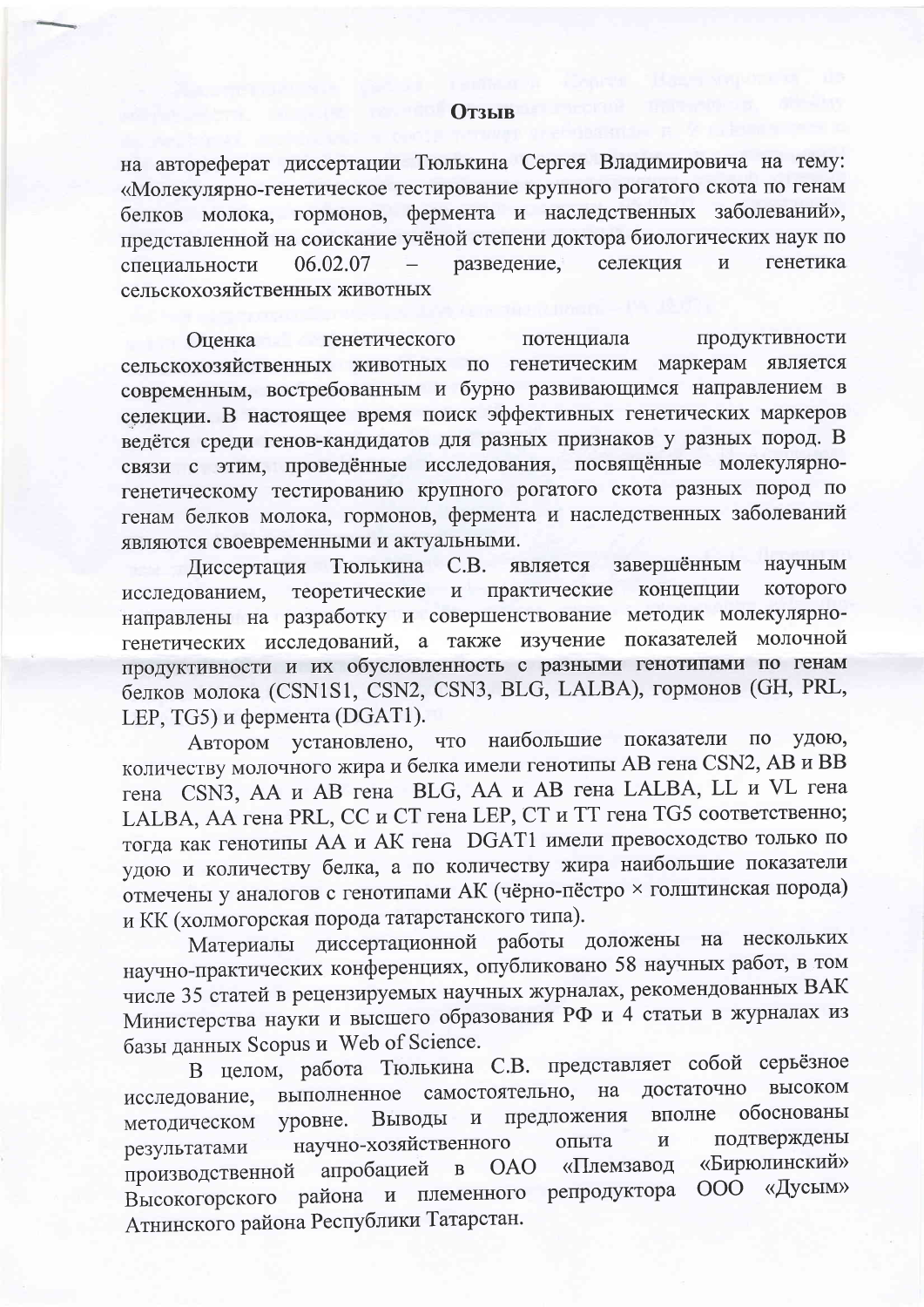# Отзыв

на автореферат диссертации Тюлькина Сергея Владимировича на тему: «Молекулярно-генетическое тестирование крупного рогатого скота по генам белков молока, гормонов, фермента и наследственных заболеваний», представленной на соискание учёной степени доктора биологических наук по специальности 06.02.07 – разведение, селекция и генетика сельскохозяйственных животных

Оценка генетического потенциала продуктивности сельскохозяйственных животных по генетическим маркерам является современным, востребованным и бурно развивающимся направлением в селекции. В настоящее время поиск эффективных генетических маркеров ведётся среди генов-кандидатов для разных признаков у разных пород. В связи с этим, проведённые исследования, посвящённые молекулярно-генетическому тестированию крупного рогатого скота разных пород по генам белков молока, гормонов, фермента и наследственных заболеваний являются своевременными и актуальными.

Диссертация Тюлькина С.В. является завершённым научным исследованием, теоретические и практические концепции которого направлены на разработку и совершенствование методик молекулярно-генетических исследований, а также изучение показателей молочной продуктивности и их обусловленность с разными генотипами по генам белков молока (CSN1S1, CSN2, CSN3, BLG, LALBA), гормонов (GH, PRL, LEP, TG5) и фермента (DGAT1).

Автором установлено, что наибольшие показатели по удою, количеству молочного жира и белка имели генотипы AB гена CSN2, AB и BB гена CSN3, AA и AB гена BLG, AA и AB гена LALBA, LL и VL гена LALBA, AA гена PRL, CC и CT гена LEP, CT и TT гена TG5 соответственно; тогда как генотипы AA и AK гена DGAT1 имели превосходство только по удою и количеству белка, а по количеству жира наибольшие показатели отмечены у аналогов с генотипами AK (чёрно-пёстро × голштинская порода) и KK (холмогорская порода татарстанского типа).

Материалы диссертационной работы доложены на нескольких научно-практических конференциях, опубликовано 58 научных работ, в том числе 35 статей в рецензируемых научных журналах, рекомендованных ВАК Министерства науки и высшего образования РФ и 4 статьи в журналах из базы данных Scopus и Web of Science.

В целом, работа Тюлькина С.В. представляет собой серьёзное исследование, выполненное самостоятельно, на достаточно высоком методическом уровне. Выводы и предложения вполне обоснованы результатами научно-хозяйственного опыта и подтверждены производственной апробацией в ОАО «Племзавод «Бирюлинский» Высокогорского района и племенного репродуктора ООО «Дусым» Атнинского района Республики Татарстан.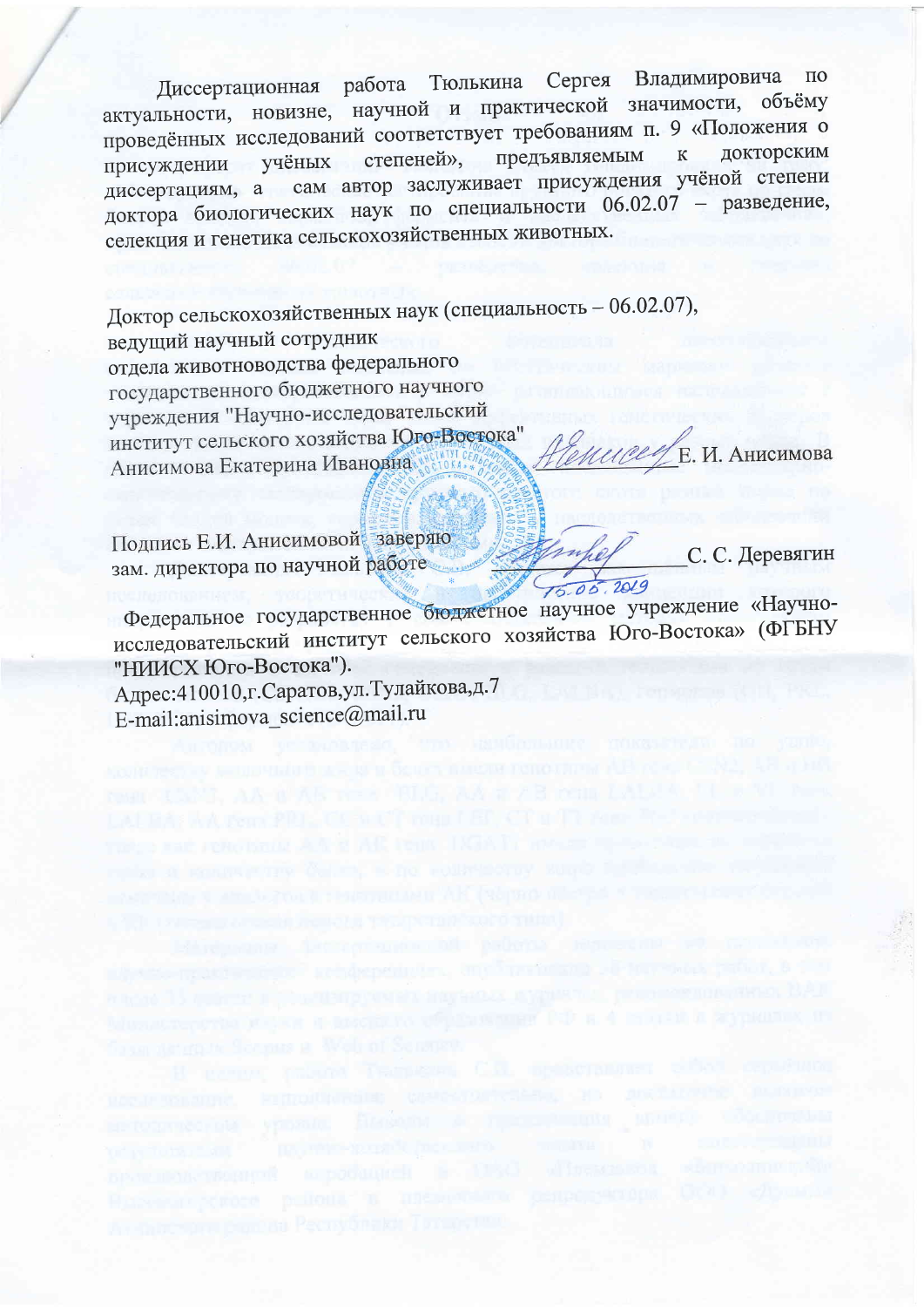Диссертационная работа Тюлькина Сергея Владимировича по актуальности, новизне, научной и практической значимости, объёму проведённых исследований соответствует требованиям п. 9 «Положения о присуждении учёных степеней», предъявляемым к докторским диссертациям, а сам автор заслуживает присуждения учёной степени доктора биологических наук по специальности 06.02.07 – разведение, селекция и генетика сельскохозяйственных животных.

Доктор сельскохозяйственных наук (специальность – 06.02.07),
ведущий научный сотрудник
отдела животноводства федерального
государственного бюджетного научного
учреждения "Научно-исследовательский
институт сельского хозяйства Юго-Востока"
Анисимова Екатерина Ивановна Е. И. Анисимова

Подпись Е.И. Анисимовой заверяю
зам. директора по научной работе С. С. Деревягин

15.05.2019

Федеральное государственное бюджетное научное учреждение «Научно-исследовательский институт сельского хозяйства Юго-Востока» (ФГБНУ "НИИСХ Юго-Востока").
Адрес:410010,г.Саратов,ул.Тулайкова,д.7
E-mail:anisimova_science@mail.ru